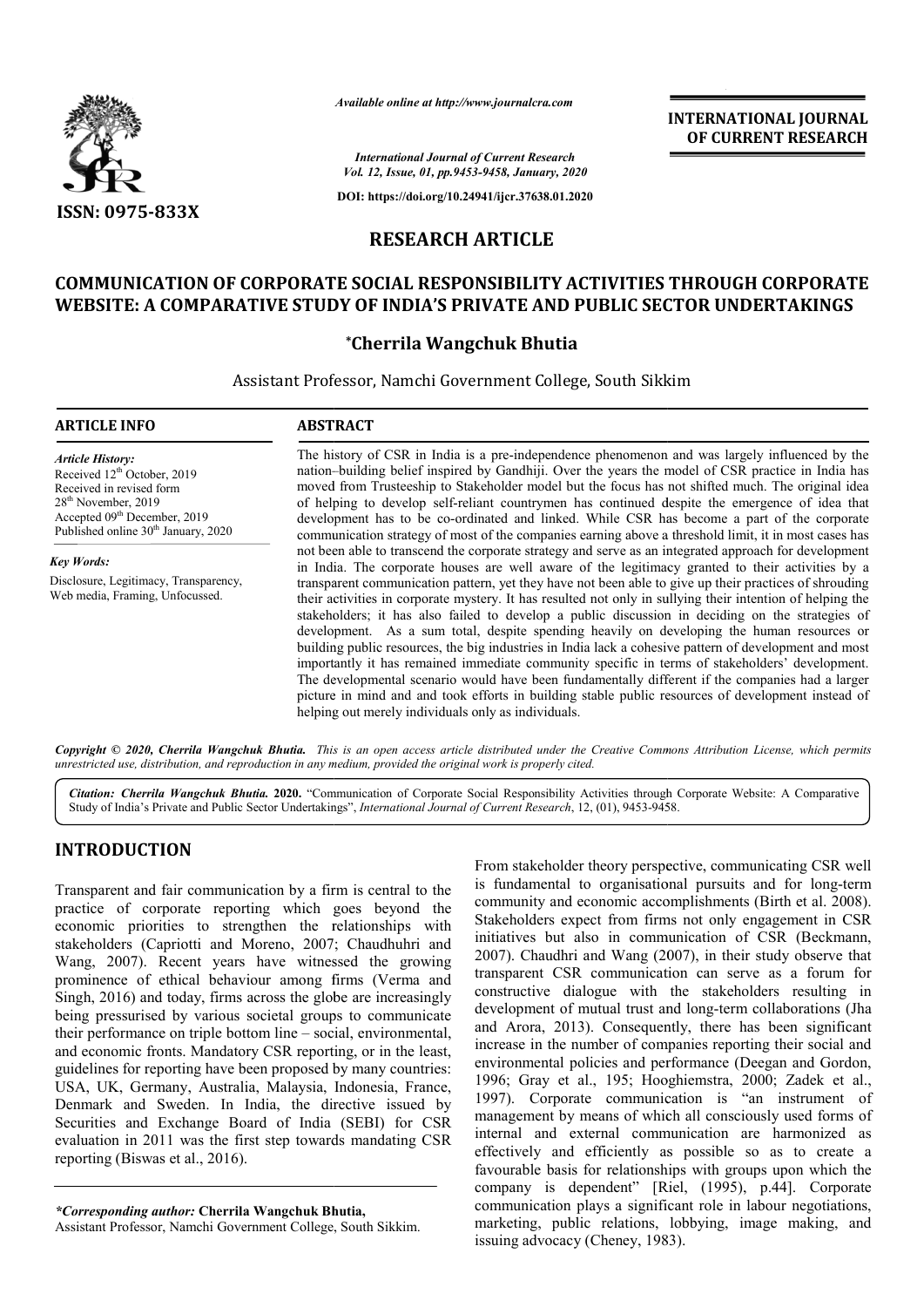*Available online at http://www.journalcra.com*

*International Journal of Current Research*
*Vol. 12, Issue, 01, pp.9453-9458, January, 2020*

**DOI: https://doi.org/10.24941/ijcr.37638.01.2020**

**INTERNATIONAL JOURNAL OF CURRENT RESEARCH**

**ISSN: 0975-833X**

## RESEARCH ARTICLE

# COMMUNICATION OF CORPORATE SOCIAL RESPONSIBILITY ACTIVITIES THROUGH CORPORATE WEBSITE: A COMPARATIVE STUDY OF INDIA'S PRIVATE AND PUBLIC SECTOR UNDERTAKINGS

**\*Cherrila Wangchuk Bhutia**

Assistant Professor, Namchi Government College, South Sikkim

### ARTICLE INFO

*Article History:*
Received 12th October, 2019
Received in revised form 28th November, 2019
Accepted 09th December, 2019
Published online 30th January, 2020

*Key Words:*
Disclosure, Legitimacy, Transparency, Web media, Framing, Unfocussed.

### ABSTRACT

The history of CSR in India is a pre-independence phenomenon and was largely influenced by the nation–building belief inspired by Gandhiji. Over the years the model of CSR practice in India has moved from Trusteeship to Stakeholder model but the focus has not shifted much. The original idea of helping to develop self-reliant countrymen has continued despite the emergence of idea that development has to be co-ordinated and linked. While CSR has become a part of the corporate communication strategy of most of the companies earning above a threshold limit, it in most cases has not been able to transcend the corporate strategy and serve as an integrated approach for development in India. The corporate houses are well aware of the legitimacy granted to their activities by a transparent communication pattern, yet they have not been able to give up their practices of shrouding their activities in corporate mystery. It has resulted not only in sullying their intention of helping the stakeholders; it has also failed to develop a public discussion in deciding on the strategies of development. As a sum total, despite spending heavily on developing the human resources or building public resources, the big industries in India lack a cohesive pattern of development and most importantly it has remained immediate community specific in terms of stakeholders' development. The developmental scenario would have been fundamentally different if the companies had a larger picture in mind and and took efforts in building stable public resources of development instead of helping out merely individuals only as individuals.

***Copyright © 2020, Cherrila Wangchuk Bhutia.*** *This is an open access article distributed under the Creative Commons Attribution License, which permits unrestricted use, distribution, and reproduction in any medium, provided the original work is properly cited.*

***Citation: Cherrila Wangchuk Bhutia. 2020.*** "Communication of Corporate Social Responsibility Activities through Corporate Website: A Comparative Study of India's Private and Public Sector Undertakings", *International Journal of Current Research*, 12, (01), 9453-9458.

## INTRODUCTION

Transparent and fair communication by a firm is central to the practice of corporate reporting which goes beyond the economic priorities to strengthen the relationships with stakeholders (Capriotti and Moreno, 2007; Chaudhuhri and Wang, 2007). Recent years have witnessed the growing prominence of ethical behaviour among firms (Verma and Singh, 2016) and today, firms across the globe are increasingly being pressurised by various societal groups to communicate their performance on triple bottom line – social, environmental, and economic fronts. Mandatory CSR reporting, or in the least, guidelines for reporting have been proposed by many countries: USA, UK, Germany, Australia, Malaysia, Indonesia, France, Denmark and Sweden. In India, the directive issued by Securities and Exchange Board of India (SEBI) for CSR evaluation in 2011 was the first step towards mandating CSR reporting (Biswas et al., 2016).

From stakeholder theory perspective, communicating CSR well is fundamental to organisational pursuits and for long-term community and economic accomplishments (Birth et al. 2008). Stakeholders expect from firms not only engagement in CSR initiatives but also in communication of CSR (Beckmann, 2007). Chaudhri and Wang (2007), in their study observe that transparent CSR communication can serve as a forum for constructive dialogue with the stakeholders resulting in development of mutual trust and long-term collaborations (Jha and Arora, 2013). Consequently, there has been significant increase in the number of companies reporting their social and environmental policies and performance (Deegan and Gordon, 1996; Gray et al., 195; Hooghiemstra, 2000; Zadek et al., 1997). Corporate communication is "an instrument of management by means of which all consciously used forms of internal and external communication are harmonized as effectively and efficiently as possible so as to create a favourable basis for relationships with groups upon which the company is dependent" [Riel, (1995), p.44]. Corporate communication plays a significant role in labour negotiations, marketing, public relations, lobbying, image making, and issuing advocacy (Cheney, 1983).

*\*Corresponding author:* **Cherrila Wangchuk Bhutia,**
Assistant Professor, Namchi Government College, South Sikkim.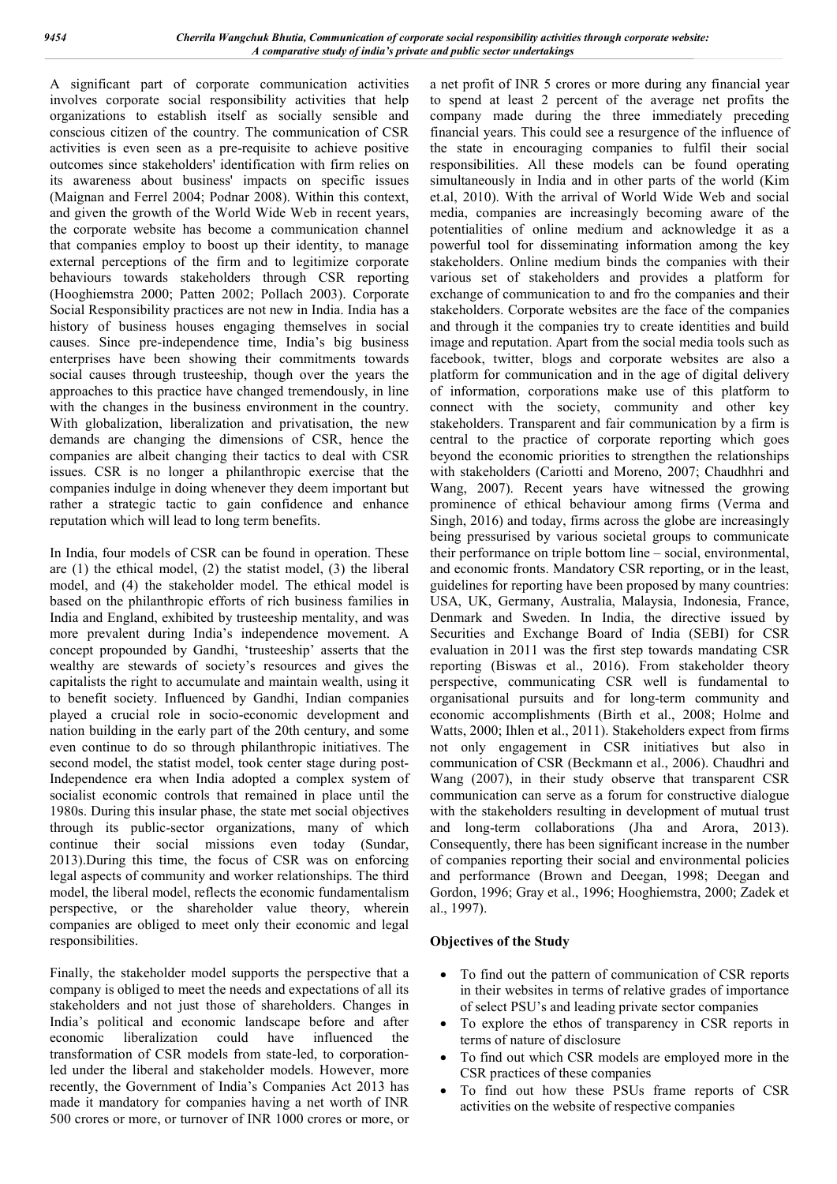A significant part of corporate communication activities involves corporate social responsibility activities that help organizations to establish itself as socially sensible and conscious citizen of the country. The communication of CSR activities is even seen as a pre-requisite to achieve positive outcomes since stakeholders' identification with firm relies on its awareness about business' impacts on specific issues (Maignan and Ferrel 2004; Podnar 2008). Within this context, and given the growth of the World Wide Web in recent years, the corporate website has become a communication channel that companies employ to boost up their identity, to manage external perceptions of the firm and to legitimize corporate behaviours towards stakeholders through CSR reporting (Hooghiemstra 2000; Patten 2002; Pollach 2003). Corporate Social Responsibility practices are not new in India. India has a history of business houses engaging themselves in social causes. Since pre-independence time, India's big business enterprises have been showing their commitments towards social causes through trusteeship, though over the years the approaches to this practice have changed tremendously, in line with the changes in the business environment in the country. With globalization, liberalization and privatisation, the new demands are changing the dimensions of CSR, hence the companies are albeit changing their tactics to deal with CSR issues. CSR is no longer a philanthropic exercise that the companies indulge in doing whenever they deem important but rather a strategic tactic to gain confidence and enhance reputation which will lead to long term benefits.

In India, four models of CSR can be found in operation. These are (1) the ethical model, (2) the statist model, (3) the liberal model, and (4) the stakeholder model. The ethical model is based on the philanthropic efforts of rich business families in India and England, exhibited by trusteeship mentality, and was more prevalent during India's independence movement. A concept propounded by Gandhi, 'trusteeship' asserts that the wealthy are stewards of society's resources and gives the capitalists the right to accumulate and maintain wealth, using it to benefit society. Influenced by Gandhi, Indian companies played a crucial role in socio-economic development and nation building in the early part of the 20th century, and some even continue to do so through philanthropic initiatives. The second model, the statist model, took center stage during post-Independence era when India adopted a complex system of socialist economic controls that remained in place until the 1980s. During this insular phase, the state met social objectives through its public-sector organizations, many of which continue their social missions even today (Sundar, 2013).During this time, the focus of CSR was on enforcing legal aspects of community and worker relationships. The third model, the liberal model, reflects the economic fundamentalism perspective, or the shareholder value theory, wherein companies are obliged to meet only their economic and legal responsibilities.

Finally, the stakeholder model supports the perspective that a company is obliged to meet the needs and expectations of all its stakeholders and not just those of shareholders. Changes in India's political and economic landscape before and after economic liberalization could have influenced the transformation of CSR models from state-led, to corporation-led under the liberal and stakeholder models. However, more recently, the Government of India's Companies Act 2013 has made it mandatory for companies having a net worth of INR 500 crores or more, or turnover of INR 1000 crores or more, or a net profit of INR 5 crores or more during any financial year to spend at least 2 percent of the average net profits the company made during the three immediately preceding financial years. This could see a resurgence of the influence of the state in encouraging companies to fulfil their social responsibilities. All these models can be found operating simultaneously in India and in other parts of the world (Kim et.al, 2010). With the arrival of World Wide Web and social media, companies are increasingly becoming aware of the potentialities of online medium and acknowledge it as a powerful tool for disseminating information among the key stakeholders. Online medium binds the companies with their various set of stakeholders and provides a platform for exchange of communication to and fro the companies and their stakeholders. Corporate websites are the face of the companies and through it the companies try to create identities and build image and reputation. Apart from the social media tools such as facebook, twitter, blogs and corporate websites are also a platform for communication and in the age of digital delivery of information, corporations make use of this platform to connect with the society, community and other key stakeholders. Transparent and fair communication by a firm is central to the practice of corporate reporting which goes beyond the economic priorities to strengthen the relationships with stakeholders (Cariotti and Moreno, 2007; Chaudhhri and Wang, 2007). Recent years have witnessed the growing prominence of ethical behaviour among firms (Verma and Singh, 2016) and today, firms across the globe are increasingly being pressurised by various societal groups to communicate their performance on triple bottom line – social, environmental, and economic fronts. Mandatory CSR reporting, or in the least, guidelines for reporting have been proposed by many countries: USA, UK, Germany, Australia, Malaysia, Indonesia, France, Denmark and Sweden. In India, the directive issued by Securities and Exchange Board of India (SEBI) for CSR evaluation in 2011 was the first step towards mandating CSR reporting (Biswas et al., 2016). From stakeholder theory perspective, communicating CSR well is fundamental to organisational pursuits and for long-term community and economic accomplishments (Birth et al., 2008; Holme and Watts, 2000; Ihlen et al., 2011). Stakeholders expect from firms not only engagement in CSR initiatives but also in communication of CSR (Beckmann et al., 2006). Chaudhri and Wang (2007), in their study observe that transparent CSR communication can serve as a forum for constructive dialogue with the stakeholders resulting in development of mutual trust and long-term collaborations (Jha and Arora, 2013). Consequently, there has been significant increase in the number of companies reporting their social and environmental policies and performance (Brown and Deegan, 1998; Deegan and Gordon, 1996; Gray et al., 1996; Hooghiemstra, 2000; Zadek et al., 1997).

**Objectives of the Study**

- To find out the pattern of communication of CSR reports in their websites in terms of relative grades of importance of select PSU's and leading private sector companies
- To explore the ethos of transparency in CSR reports in terms of nature of disclosure
- To find out which CSR models are employed more in the CSR practices of these companies
- To find out how these PSUs frame reports of CSR activities on the website of respective companies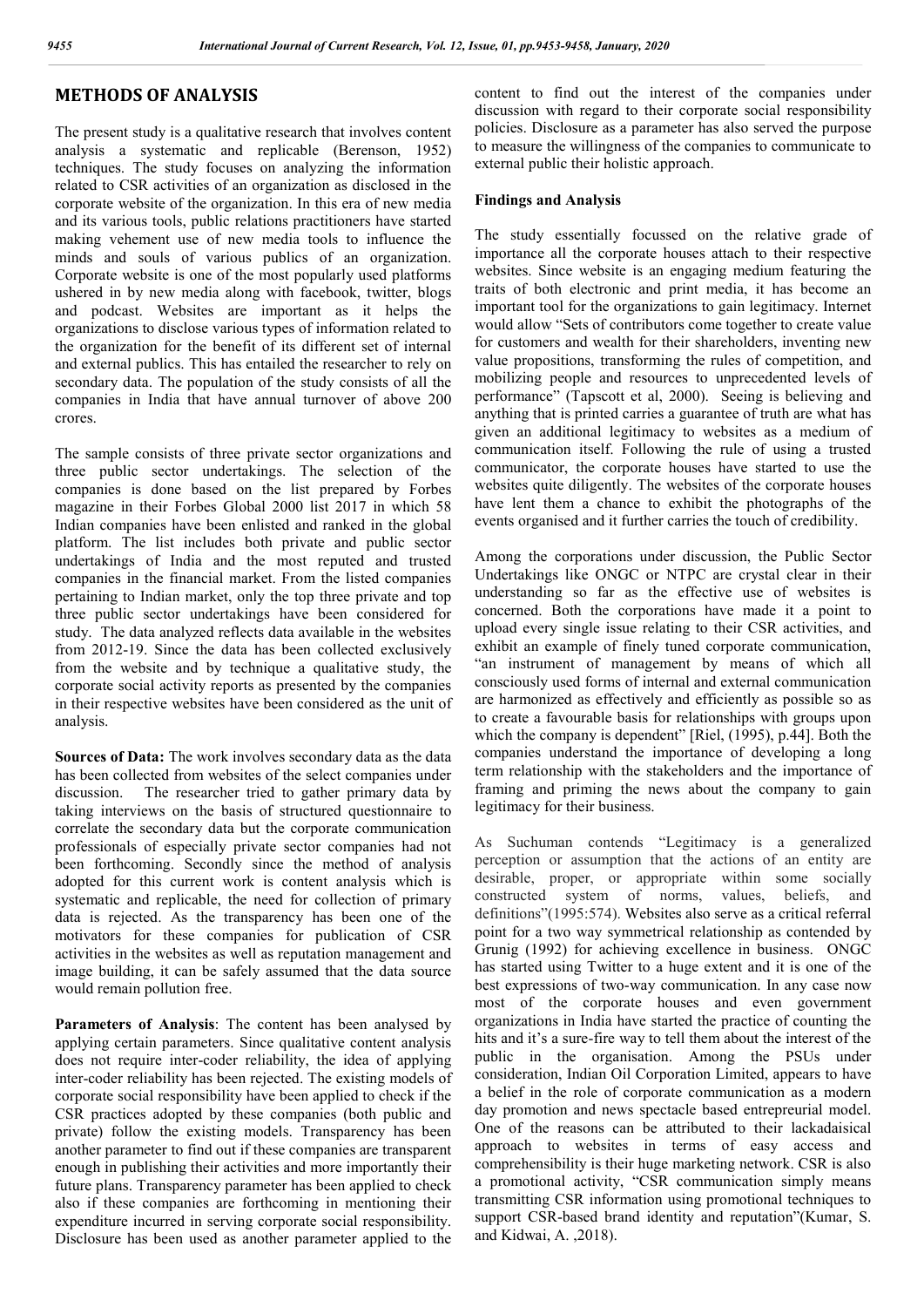## METHODS OF ANALYSIS

The present study is a qualitative research that involves content analysis a systematic and replicable (Berenson, 1952) techniques. The study focuses on analyzing the information related to CSR activities of an organization as disclosed in the corporate website of the organization. In this era of new media and its various tools, public relations practitioners have started making vehement use of new media tools to influence the minds and souls of various publics of an organization. Corporate website is one of the most popularly used platforms ushered in by new media along with facebook, twitter, blogs and podcast. Websites are important as it helps the organizations to disclose various types of information related to the organization for the benefit of its different set of internal and external publics. This has entailed the researcher to rely on secondary data. The population of the study consists of all the companies in India that have annual turnover of above 200 crores.

The sample consists of three private sector organizations and three public sector undertakings. The selection of the companies is done based on the list prepared by Forbes magazine in their Forbes Global 2000 list 2017 in which 58 Indian companies have been enlisted and ranked in the global platform. The list includes both private and public sector undertakings of India and the most reputed and trusted companies in the financial market. From the listed companies pertaining to Indian market, only the top three private and top three public sector undertakings have been considered for study. The data analyzed reflects data available in the websites from 2012-19. Since the data has been collected exclusively from the website and by technique a qualitative study, the corporate social activity reports as presented by the companies in their respective websites have been considered as the unit of analysis.

**Sources of Data:** The work involves secondary data as the data has been collected from websites of the select companies under discussion. The researcher tried to gather primary data by taking interviews on the basis of structured questionnaire to correlate the secondary data but the corporate communication professionals of especially private sector companies had not been forthcoming. Secondly since the method of analysis adopted for this current work is content analysis which is systematic and replicable, the need for collection of primary data is rejected. As the transparency has been one of the motivators for these companies for publication of CSR activities in the websites as well as reputation management and image building, it can be safely assumed that the data source would remain pollution free.

**Parameters of Analysis**: The content has been analysed by applying certain parameters. Since qualitative content analysis does not require inter-coder reliability, the idea of applying inter-coder reliability has been rejected. The existing models of corporate social responsibility have been applied to check if the CSR practices adopted by these companies (both public and private) follow the existing models. Transparency has been another parameter to find out if these companies are transparent enough in publishing their activities and more importantly their future plans. Transparency parameter has been applied to check also if these companies are forthcoming in mentioning their expenditure incurred in serving corporate social responsibility. Disclosure has been used as another parameter applied to the content to find out the interest of the companies under discussion with regard to their corporate social responsibility policies. Disclosure as a parameter has also served the purpose to measure the willingness of the companies to communicate to external public their holistic approach.

### Findings and Analysis

The study essentially focussed on the relative grade of importance all the corporate houses attach to their respective websites. Since website is an engaging medium featuring the traits of both electronic and print media, it has become an important tool for the organizations to gain legitimacy. Internet would allow "Sets of contributors come together to create value for customers and wealth for their shareholders, inventing new value propositions, transforming the rules of competition, and mobilizing people and resources to unprecedented levels of performance" (Tapscott et al, 2000). Seeing is believing and anything that is printed carries a guarantee of truth are what has given an additional legitimacy to websites as a medium of communication itself. Following the rule of using a trusted communicator, the corporate houses have started to use the websites quite diligently. The websites of the corporate houses have lent them a chance to exhibit the photographs of the events organised and it further carries the touch of credibility.

Among the corporations under discussion, the Public Sector Undertakings like ONGC or NTPC are crystal clear in their understanding so far as the effective use of websites is concerned. Both the corporations have made it a point to upload every single issue relating to their CSR activities, and exhibit an example of finely tuned corporate communication, "an instrument of management by means of which all consciously used forms of internal and external communication are harmonized as effectively and efficiently as possible so as to create a favourable basis for relationships with groups upon which the company is dependent" [Riel, (1995), p.44]. Both the companies understand the importance of developing a long term relationship with the stakeholders and the importance of framing and priming the news about the company to gain legitimacy for their business.

As Suchuman contends "Legitimacy is a generalized perception or assumption that the actions of an entity are desirable, proper, or appropriate within some socially constructed system of norms, values, beliefs, and definitions"(1995:574). Websites also serve as a critical referral point for a two way symmetrical relationship as contended by Grunig (1992) for achieving excellence in business. ONGC has started using Twitter to a huge extent and it is one of the best expressions of two-way communication. In any case now most of the corporate houses and even government organizations in India have started the practice of counting the hits and it's a sure-fire way to tell them about the interest of the public in the organisation. Among the PSUs under consideration, Indian Oil Corporation Limited, appears to have a belief in the role of corporate communication as a modern day promotion and news spectacle based entrepreurial model. One of the reasons can be attributed to their lackadaisical approach to websites in terms of easy access and comprehensibility is their huge marketing network. CSR is also a promotional activity, "CSR communication simply means transmitting CSR information using promotional techniques to support CSR-based brand identity and reputation"(Kumar, S. and Kidwai, A. ,2018).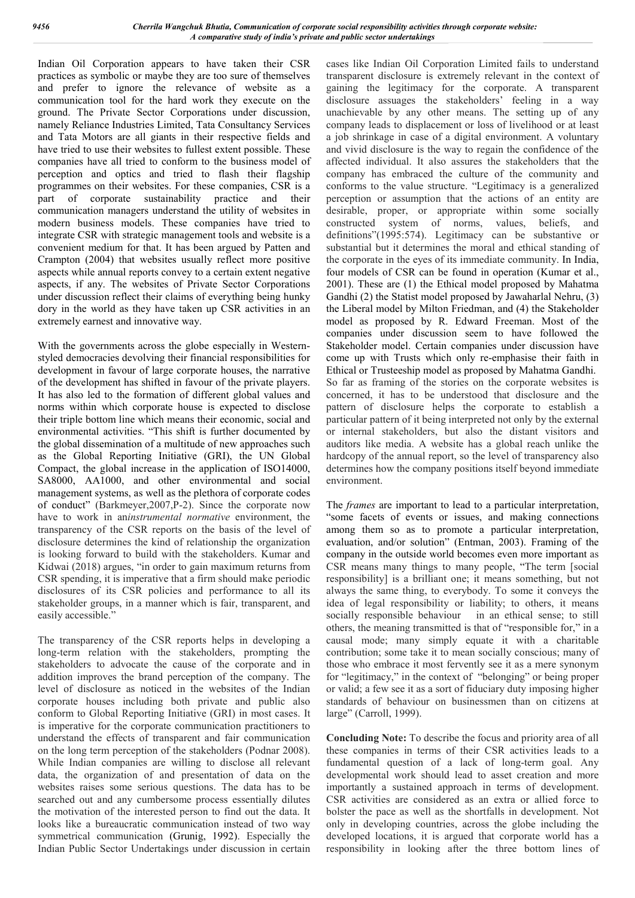Indian Oil Corporation appears to have taken their CSR practices as symbolic or maybe they are too sure of themselves and prefer to ignore the relevance of website as a communication tool for the hard work they execute on the ground. The Private Sector Corporations under discussion, namely Reliance Industries Limited, Tata Consultancy Services and Tata Motors are all giants in their respective fields and have tried to use their websites to fullest extent possible. These companies have all tried to conform to the business model of perception and optics and tried to flash their flagship programmes on their websites. For these companies, CSR is a part of corporate sustainability practice and their communication managers understand the utility of websites in modern business models. These companies have tried to integrate CSR with strategic management tools and website is a convenient medium for that. It has been argued by Patten and Crampton (2004) that websites usually reflect more positive aspects while annual reports convey to a certain extent negative aspects, if any. The websites of Private Sector Corporations under discussion reflect their claims of everything being hunky dory in the world as they have taken up CSR activities in an extremely earnest and innovative way.

With the governments across the globe especially in Western-styled democracies devolving their financial responsibilities for development in favour of large corporate houses, the narrative of the development has shifted in favour of the private players. It has also led to the formation of different global values and norms within which corporate house is expected to disclose their triple bottom line which means their economic, social and environmental activities. "This shift is further documented by the global dissemination of a multitude of new approaches such as the Global Reporting Initiative (GRI), the UN Global Compact, the global increase in the application of ISO14000, SA8000, AA1000, and other environmental and social management systems, as well as the plethora of corporate codes of conduct" (Barkmeyer,2007,P-2). Since the corporate now have to work in an*instrumental normative* environment, the transparency of the CSR reports on the basis of the level of disclosure determines the kind of relationship the organization is looking forward to build with the stakeholders. Kumar and Kidwai (2018) argues, "in order to gain maximum returns from CSR spending, it is imperative that a firm should make periodic disclosures of its CSR policies and performance to all its stakeholder groups, in a manner which is fair, transparent, and easily accessible."

The transparency of the CSR reports helps in developing a long-term relation with the stakeholders, prompting the stakeholders to advocate the cause of the corporate and in addition improves the brand perception of the company. The level of disclosure as noticed in the websites of the Indian corporate houses including both private and public also conform to Global Reporting Initiative (GRI) in most cases. It is imperative for the corporate communication practitioners to understand the effects of transparent and fair communication on the long term perception of the stakeholders (Podnar 2008). While Indian companies are willing to disclose all relevant data, the organization of and presentation of data on the websites raises some serious questions. The data has to be searched out and any cumbersome process essentially dilutes the motivation of the interested person to find out the data. It looks like a bureaucratic communication instead of two way symmetrical communication (Grunig, 1992). Especially the Indian Public Sector Undertakings under discussion in certain cases like Indian Oil Corporation Limited fails to understand transparent disclosure is extremely relevant in the context of gaining the legitimacy for the corporate. A transparent disclosure assuages the stakeholders' feeling in a way unachievable by any other means. The setting up of any company leads to displacement or loss of livelihood or at least a job shrinkage in case of a digital environment. A voluntary and vivid disclosure is the way to regain the confidence of the affected individual. It also assures the stakeholders that the company has embraced the culture of the community and conforms to the value structure. "Legitimacy is a generalized perception or assumption that the actions of an entity are desirable, proper, or appropriate within some socially constructed system of norms, values, beliefs, and definitions"(1995:574). Legitimacy can be substantive or substantial but it determines the moral and ethical standing of the corporate in the eyes of its immediate community. In India, four models of CSR can be found in operation (Kumar et al., 2001). These are (1) the Ethical model proposed by Mahatma Gandhi (2) the Statist model proposed by Jawaharlal Nehru, (3) the Liberal model by Milton Friedman, and (4) the Stakeholder model as proposed by R. Edward Freeman. Most of the companies under discussion seem to have followed the Stakeholder model. Certain companies under discussion have come up with Trusts which only re-emphasise their faith in Ethical or Trusteeship model as proposed by Mahatma Gandhi. So far as framing of the stories on the corporate websites is concerned, it has to be understood that disclosure and the pattern of disclosure helps the corporate to establish a particular pattern of it being interpreted not only by the external or internal stakeholders, but also the distant visitors and auditors like media. A website has a global reach unlike the hardcopy of the annual report, so the level of transparency also determines how the company positions itself beyond immediate environment.

The *frames* are important to lead to a particular interpretation, "some facets of events or issues, and making connections among them so as to promote a particular interpretation, evaluation, and/or solution" (Entman, 2003). Framing of the company in the outside world becomes even more important as CSR means many things to many people, "The term [social responsibility] is a brilliant one; it means something, but not always the same thing, to everybody. To some it conveys the idea of legal responsibility or liability; to others, it means socially responsible behaviour in an ethical sense; to still others, the meaning transmitted is that of "responsible for," in a causal mode; many simply equate it with a charitable contribution; some take it to mean socially conscious; many of those who embrace it most fervently see it as a mere synonym for "legitimacy," in the context of "belonging" or being proper or valid; a few see it as a sort of fiduciary duty imposing higher standards of behaviour on businessmen than on citizens at large" (Carroll, 1999).

**Concluding Note:** To describe the focus and priority area of all these companies in terms of their CSR activities leads to a fundamental question of a lack of long-term goal. Any developmental work should lead to asset creation and more importantly a sustained approach in terms of development. CSR activities are considered as an extra or allied force to bolster the pace as well as the shortfalls in development. Not only in developing countries, across the globe including the developed locations, it is argued that corporate world has a responsibility in looking after the three bottom lines of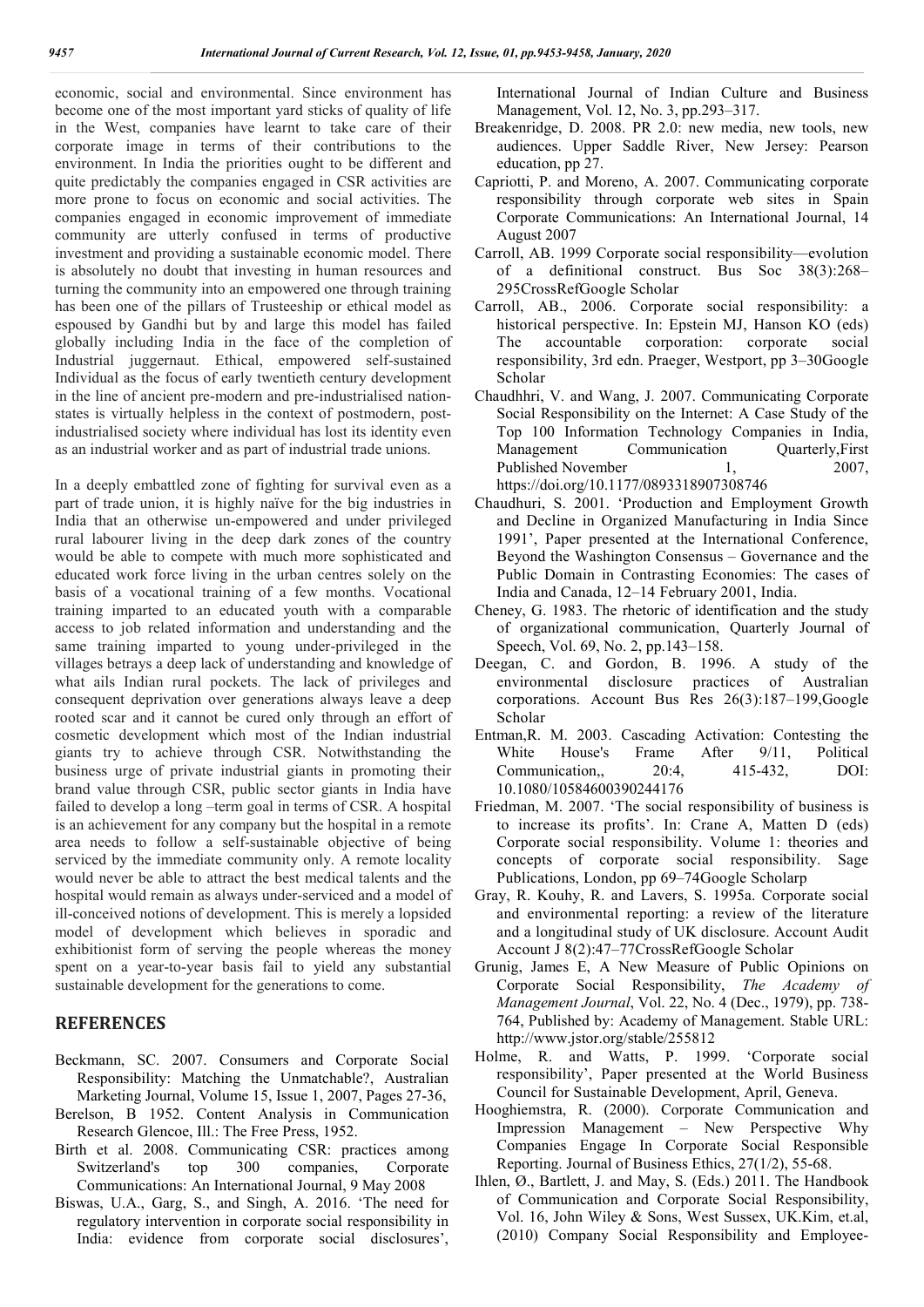economic, social and environmental. Since environment has become one of the most important yard sticks of quality of life in the West, companies have learnt to take care of their corporate image in terms of their contributions to the environment. In India the priorities ought to be different and quite predictably the companies engaged in CSR activities are more prone to focus on economic and social activities. The companies engaged in economic improvement of immediate community are utterly confused in terms of productive investment and providing a sustainable economic model. There is absolutely no doubt that investing in human resources and turning the community into an empowered one through training has been one of the pillars of Trusteeship or ethical model as espoused by Gandhi but by and large this model has failed globally including India in the face of the completion of Industrial juggernaut. Ethical, empowered self-sustained Individual as the focus of early twentieth century development in the line of ancient pre-modern and pre-industrialised nation-states is virtually helpless in the context of postmodern, post-industrialised society where individual has lost its identity even as an industrial worker and as part of industrial trade unions.

In a deeply embattled zone of fighting for survival even as a part of trade union, it is highly naïve for the big industries in India that an otherwise un-empowered and under privileged rural labourer living in the deep dark zones of the country would be able to compete with much more sophisticated and educated work force living in the urban centres solely on the basis of a vocational training of a few months. Vocational training imparted to an educated youth with a comparable access to job related information and understanding and the same training imparted to young under-privileged in the villages betrays a deep lack of understanding and knowledge of what ails Indian rural pockets. The lack of privileges and consequent deprivation over generations always leave a deep rooted scar and it cannot be cured only through an effort of cosmetic development which most of the Indian industrial giants try to achieve through CSR. Notwithstanding the business urge of private industrial giants in promoting their brand value through CSR, public sector giants in India have failed to develop a long –term goal in terms of CSR. A hospital is an achievement for any company but the hospital in a remote area needs to follow a self-sustainable objective of being serviced by the immediate community only. A remote locality would never be able to attract the best medical talents and the hospital would remain as always under-serviced and a model of ill-conceived notions of development. This is merely a lopsided model of development which believes in sporadic and exhibitionist form of serving the people whereas the money spent on a year-to-year basis fail to yield any substantial sustainable development for the generations to come.

## REFERENCES

- Beckmann, SC. 2007. Consumers and Corporate Social Responsibility: Matching the Unmatchable?, Australian Marketing Journal, Volume 15, Issue 1, 2007, Pages 27-36,
- Berelson, B 1952. Content Analysis in Communication Research Glencoe, Ill.: The Free Press, 1952.
- Birth et al. 2008. Communicating CSR: practices among Switzerland's top 300 companies, Corporate Communications: An International Journal, 9 May 2008
- Biswas, U.A., Garg, S., and Singh, A. 2016. 'The need for regulatory intervention in corporate social responsibility in India: evidence from corporate social disclosures', International Journal of Indian Culture and Business Management, Vol. 12, No. 3, pp.293–317.
- Breakenridge, D. 2008. PR 2.0: new media, new tools, new audiences. Upper Saddle River, New Jersey: Pearson education, pp 27.
- Capriotti, P. and Moreno, A. 2007. Communicating corporate responsibility through corporate web sites in Spain Corporate Communications: An International Journal, 14 August 2007
- Carroll, AB. 1999 Corporate social responsibility—evolution of a definitional construct. Bus Soc 38(3):268–295CrossRefGoogle Scholar
- Carroll, AB., 2006. Corporate social responsibility: a historical perspective. In: Epstein MJ, Hanson KO (eds) The accountable corporation: corporate social responsibility, 3rd edn. Praeger, Westport, pp 3–30Google Scholar
- Chaudhri, V. and Wang, J. 2007. Communicating Corporate Social Responsibility on the Internet: A Case Study of the Top 100 Information Technology Companies in India, Management Communication Quarterly,First Published November 1, 2007, https://doi.org/10.1177/0893318907308746
- Chaudhuri, S. 2001. 'Production and Employment Growth and Decline in Organized Manufacturing in India Since 1991', Paper presented at the International Conference, Beyond the Washington Consensus – Governance and the Public Domain in Contrasting Economies: The cases of India and Canada, 12–14 February 2001, India.
- Cheney, G. 1983. The rhetoric of identification and the study of organizational communication, Quarterly Journal of Speech, Vol. 69, No. 2, pp.143–158.
- Deegan, C. and Gordon, B. 1996. A study of the environmental disclosure practices of Australian corporations. Account Bus Res 26(3):187–199,Google Scholar
- Entman,R. M. 2003. Cascading Activation: Contesting the White House's Frame After 9/11, Political Communication,, 20:4, 415-432, DOI: 10.1080/10584600390244176
- Friedman, M. 2007. 'The social responsibility of business is to increase its profits'. In: Crane A, Matten D (eds) Corporate social responsibility. Volume 1: theories and concepts of corporate social responsibility. Sage Publications, London, pp 69–74Google Scholarp
- Gray, R. Kouhy, R. and Lavers, S. 1995a. Corporate social and environmental reporting: a review of the literature and a longitudinal study of UK disclosure. Account Audit Account J 8(2):47–77CrossRefGoogle Scholar
- Grunig, James E, A New Measure of Public Opinions on Corporate Social Responsibility, *The Academy of Management Journal*, Vol. 22, No. 4 (Dec., 1979), pp. 738-764, Published by: Academy of Management. Stable URL: http://www.jstor.org/stable/255812
- Holme, R. and Watts, P. 1999. 'Corporate social responsibility', Paper presented at the World Business Council for Sustainable Development, April, Geneva.
- Hooghiemstra, R. (2000). Corporate Communication and Impression Management – New Perspective Why Companies Engage In Corporate Social Responsible Reporting. Journal of Business Ethics, 27(1/2), 55-68.
- Ihlen, Ø., Bartlett, J. and May, S. (Eds.) 2011. The Handbook of Communication and Corporate Social Responsibility, Vol. 16, John Wiley & Sons, West Sussex, UK.Kim, et.al, (2010) Company Social Responsibility and Employee-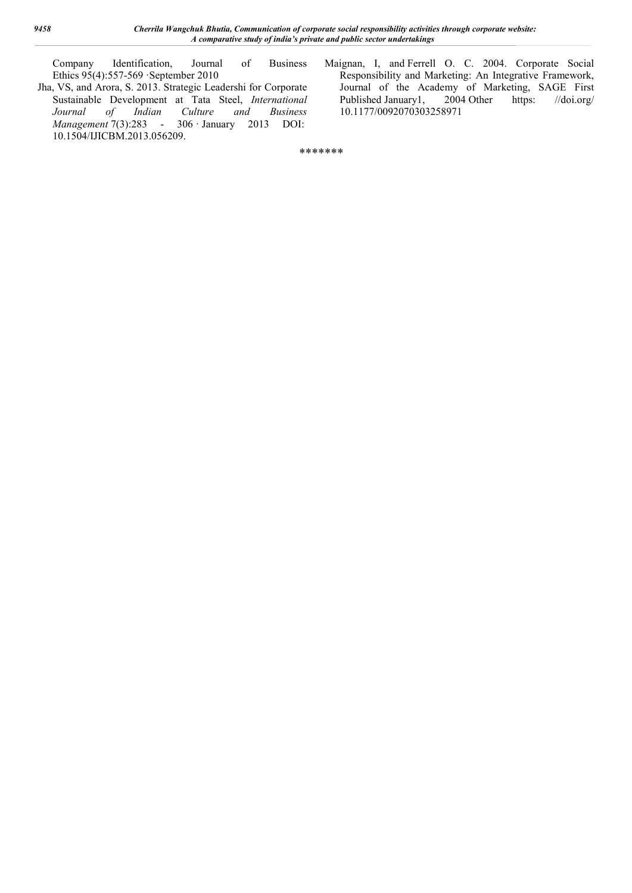Company Identification, Journal of Business Ethics 95(4):557-569 ·September 2010

Jha, VS, and Arora, S. 2013. Strategic Leadershi for Corporate Sustainable Development at Tata Steel, *International Journal of Indian Culture and Business Management* 7(3):283 - 306 · January 2013 DOI: 10.1504/IJICBM.2013.056209.

Maignan, I, and Ferrell O. C. 2004. Corporate Social Responsibility and Marketing: An Integrative Framework, Journal of the Academy of Marketing, SAGE First Published January1, 2004 Other https: //doi.org/ 10.1177/0092070303258971

*******